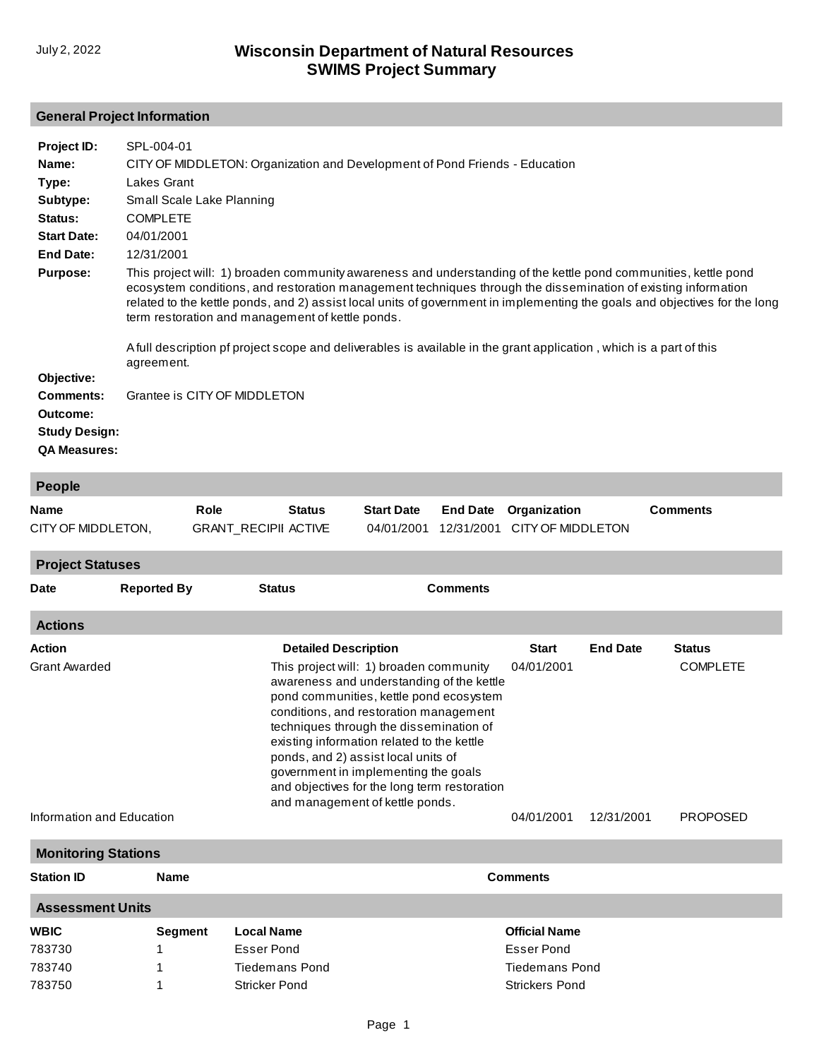# Wisconsin Department of Natural Resources
## SWIMS Project Summary

July 2, 2022

### General Project Information

**Project ID:** SPL-004-01

**Name:** CITY OF MIDDLETON: Organization and Development of Pond Friends - Education

**Type:** Lakes Grant

**Subtype:** Small Scale Lake Planning

**Status:** COMPLETE

**Start Date:** 04/01/2001

**End Date:** 12/31/2001

**Purpose:** This project will: 1) broaden community awareness and understanding of the kettle pond communities, kettle pond ecosystem conditions, and restoration management techniques through the dissemination of existing information related to the kettle ponds, and 2) assist local units of government in implementing the goals and objectives for the long term restoration and management of kettle ponds.

A full description pf project scope and deliverables is available in the grant application , which is a part of this agreement.

**Objective:**

**Comments:** Grantee is CITY OF MIDDLETON

**Outcome:**

**Study Design:**

**QA Measures:**

### People

| Name | Role | Status | Start Date | End Date | Organization | Comments |
|---|---|---|---|---|---|---|
| CITY OF MIDDLETON, | GRANT_RECIPII | ACTIVE | 04/01/2001 | 12/31/2001 | CITY OF MIDDLETON | |

### Project Statuses

| Date | Reported By | Status | Comments |
|---|---|---|---|

### Actions

| Action | Detailed Description | Start | End Date | Status |
|---|---|---|---|---|
| Grant Awarded | This project will: 1) broaden community awareness and understanding of the kettle pond communities, kettle pond ecosystem conditions, and restoration management techniques through the dissemination of existing information related to the kettle ponds, and 2) assist local units of government in implementing the goals and objectives for the long term restoration and management of kettle ponds. | 04/01/2001 | | COMPLETE |
| Information and Education | | 04/01/2001 | 12/31/2001 | PROPOSED |

### Monitoring Stations

| Station ID | Name | Comments |
|---|---|---|

### Assessment Units

| WBIC | Segment | Local Name | Official Name |
|---|---|---|---|
| 783730 | 1 | Esser Pond | Esser Pond |
| 783740 | 1 | Tiedemans Pond | Tiedemans Pond |
| 783750 | 1 | Stricker Pond | Strickers Pond |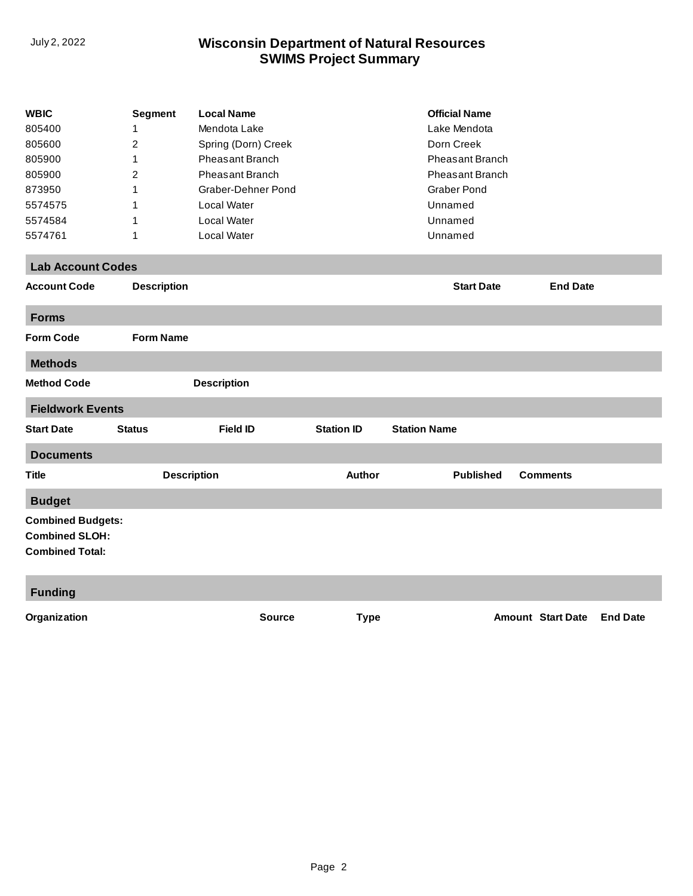| WBIC | Segment | Local Name | Official Name |
|---|---|---|---|
| 805400 | 1 | Mendota Lake | Lake Mendota |
| 805600 | 2 | Spring (Dorn) Creek | Dorn Creek |
| 805900 | 1 | Pheasant Branch | Pheasant Branch |
| 805900 | 2 | Pheasant Branch | Pheasant Branch |
| 873950 | 1 | Graber-Dehner Pond | Graber Pond |
| 5574575 | 1 | Local Water | Unnamed |
| 5574584 | 1 | Local Water | Unnamed |
| 5574761 | 1 | Local Water | Unnamed |

## Lab Account Codes

| Account Code | Description | Start Date | End Date |
|---|---|---|---|

## Forms

| Form Code | Form Name |
|---|---|

## Methods

| Method Code | Description |
|---|---|

## Fieldwork Events

| Start Date | Status | Field ID | Station ID | Station Name |
|---|---|---|---|---|

## Documents

| Title | Description | Author | Published | Comments |
|---|---|---|---|---|

## Budget

**Combined Budgets:**

**Combined SLOH:**

**Combined Total:**

## Funding

| Organization | Source | Type | Amount | Start Date | End Date |
|---|---|---|---|---|---|